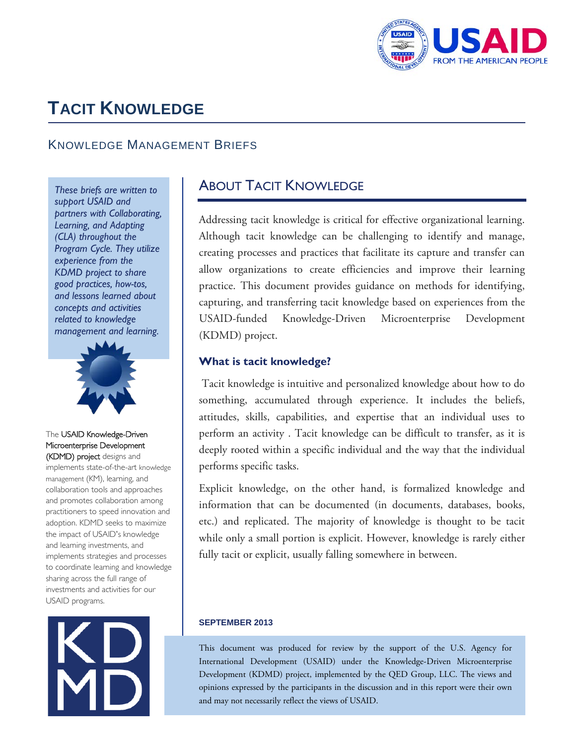# TACIT KNOWLEDGE

## KNOWLEDGE MANAGEMENT BRIEFS

*These briefs are written to support USAID and partners with Collaborating, Learning, and Adapting (CLA) throughout the Program Cycle. They utilize experience from the KDMD project to share good practices, how-tos, and lessons learned about concepts and activities related to knowledge management and learning.*

The USAID Knowledge-Driven Microenterprise Development (KDMD) project designs and implements state-of-the-art knowledge management (KM), learning, and collaboration tools and approaches and promotes collaboration among practitioners to speed innovation and adoption. KDMD seeks to maximize the impact of USAID's knowledge and learning investments, and implements strategies and processes to coordinate learning and knowledge sharing across the full range of investments and activities for our USAID programs.

## ABOUT TACIT KNOWLEDGE

Addressing tacit knowledge is critical for effective organizational learning. Although tacit knowledge can be challenging to identify and manage, creating processes and practices that facilitate its capture and transfer can allow organizations to create efficiencies and improve their learning practice. This document provides guidance on methods for identifying, capturing, and transferring tacit knowledge based on experiences from the USAID-funded Knowledge-Driven Microenterprise Development (KDMD) project.

### What is tacit knowledge?

Tacit knowledge is intuitive and personalized knowledge about how to do something, accumulated through experience. It includes the beliefs, attitudes, skills, capabilities, and expertise that an individual uses to perform an activity . Tacit knowledge can be difficult to transfer, as it is deeply rooted within a specific individual and the way that the individual performs specific tasks.

Explicit knowledge, on the other hand, is formalized knowledge and information that can be documented (in documents, databases, books, etc.) and replicated. The majority of knowledge is thought to be tacit while only a small portion is explicit. However, knowledge is rarely either fully tacit or explicit, usually falling somewhere in between.

**SEPTEMBER 2013**

This document was produced for review by the support of the U.S. Agency for International Development (USAID) under the Knowledge-Driven Microenterprise Development (KDMD) project, implemented by the QED Group, LLC. The views and opinions expressed by the participants in the discussion and in this report were their own and may not necessarily reflect the views of USAID.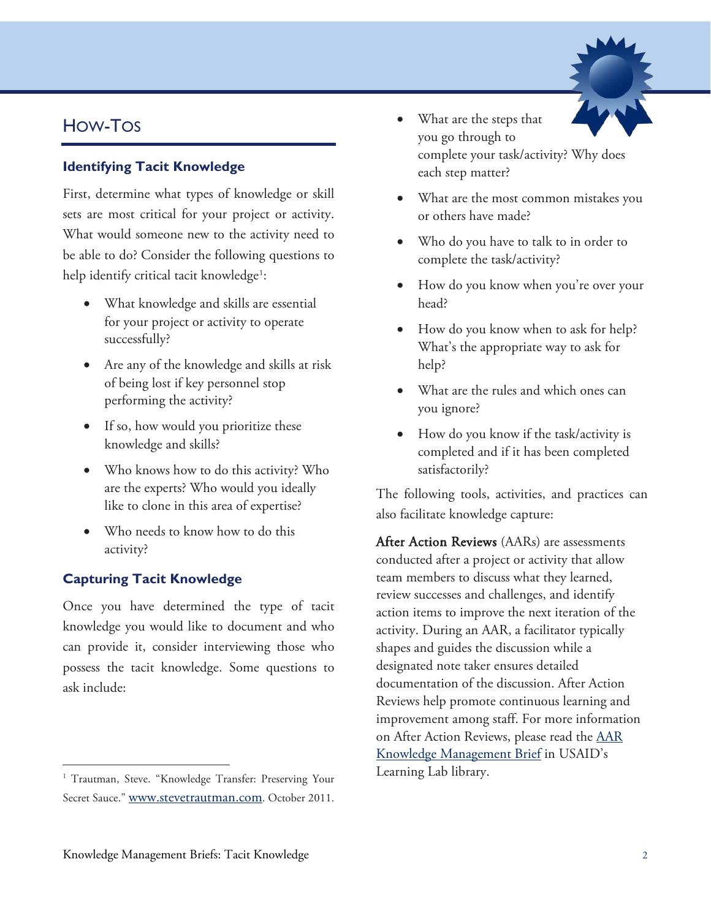## How-Tos

### Identifying Tacit Knowledge

First, determine what types of knowledge or skill sets are most critical for your project or activity. What would someone new to the activity need to be able to do? Consider the following questions to help identify critical tacit knowledge[1]:

- What knowledge and skills are essential for your project or activity to operate successfully?
- Are any of the knowledge and skills at risk of being lost if key personnel stop performing the activity?
- If so, how would you prioritize these knowledge and skills?
- Who knows how to do this activity? Who are the experts? Who would you ideally like to clone in this area of expertise?
- Who needs to know how to do this activity?

### Capturing Tacit Knowledge

Once you have determined the type of tacit knowledge you would like to document and who can provide it, consider interviewing those who possess the tacit knowledge. Some questions to ask include:

- What are the steps that you go through to complete your task/activity? Why does each step matter?
- What are the most common mistakes you or others have made?
- Who do you have to talk to in order to complete the task/activity?
- How do you know when you're over your head?
- How do you know when to ask for help? What's the appropriate way to ask for help?
- What are the rules and which ones can you ignore?
- How do you know if the task/activity is completed and if it has been completed satisfactorily?

The following tools, activities, and practices can also facilitate knowledge capture:

**After Action Reviews** (AARs) are assessments conducted after a project or activity that allow team members to discuss what they learned, review successes and challenges, and identify action items to improve the next iteration of the activity. During an AAR, a facilitator typically shapes and guides the discussion while a designated note taker ensures detailed documentation of the discussion. After Action Reviews help promote continuous learning and improvement among staff. For more information on After Action Reviews, please read the AAR Knowledge Management Brief in USAID's Learning Lab library.

---

[1] Trautman, Steve. "Knowledge Transfer: Preserving Your Secret Sauce." www.stevetrautman.com. October 2011.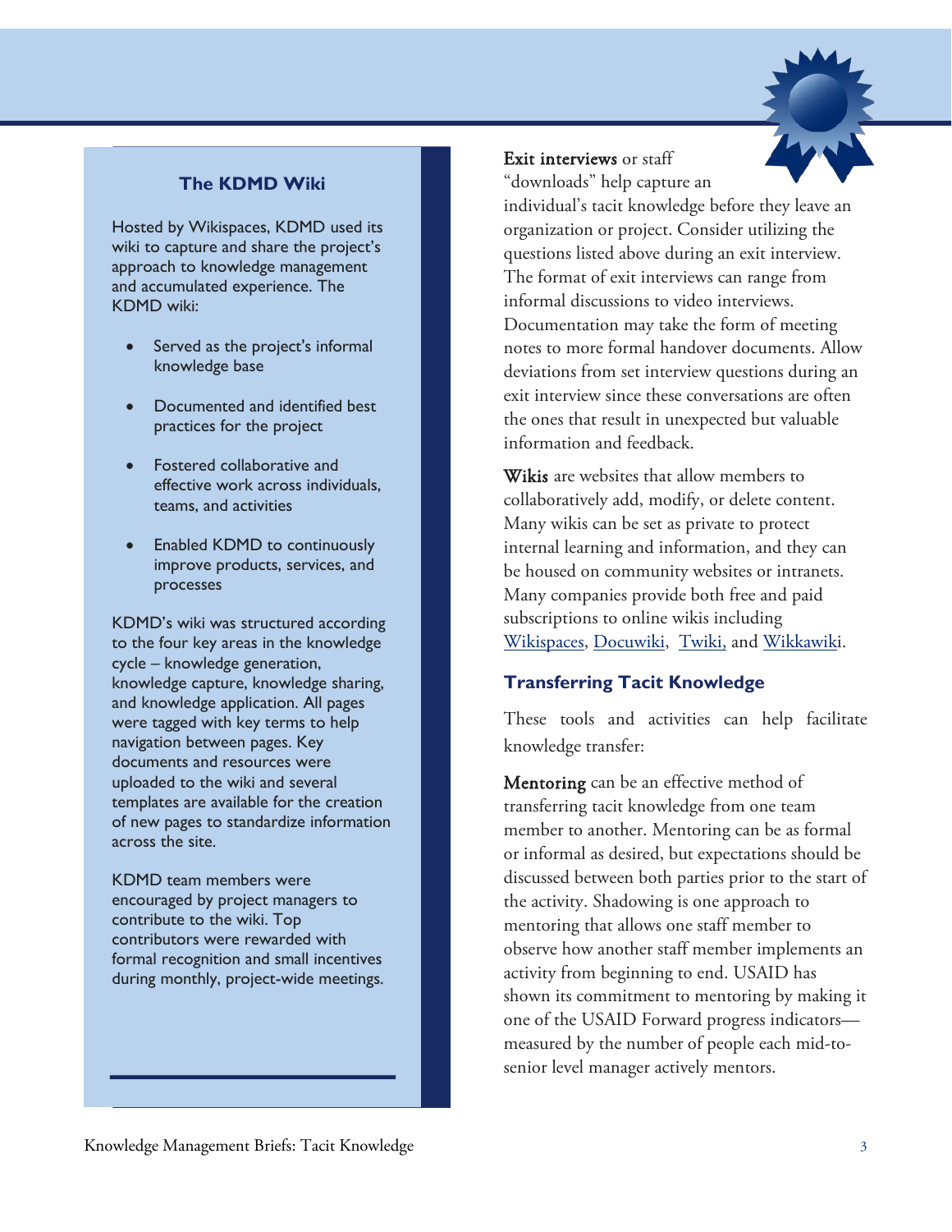### The KDMD Wiki

Hosted by Wikispaces, KDMD used its wiki to capture and share the project's approach to knowledge management and accumulated experience. The KDMD wiki:

- Served as the project's informal knowledge base
- Documented and identified best practices for the project
- Fostered collaborative and effective work across individuals, teams, and activities
- Enabled KDMD to continuously improve products, services, and processes

KDMD's wiki was structured according to the four key areas in the knowledge cycle – knowledge generation, knowledge capture, knowledge sharing, and knowledge application. All pages were tagged with key terms to help navigation between pages. Key documents and resources were uploaded to the wiki and several templates are available for the creation of new pages to standardize information across the site.

KDMD team members were encouraged by project managers to contribute to the wiki. Top contributors were rewarded with formal recognition and small incentives during monthly, project-wide meetings.

**Exit interviews** or staff "downloads" help capture an individual's tacit knowledge before they leave an organization or project. Consider utilizing the questions listed above during an exit interview. The format of exit interviews can range from informal discussions to video interviews. Documentation may take the form of meeting notes to more formal handover documents. Allow deviations from set interview questions during an exit interview since these conversations are often the ones that result in unexpected but valuable information and feedback.

**Wikis** are websites that allow members to collaboratively add, modify, or delete content. Many wikis can be set as private to protect internal learning and information, and they can be housed on community websites or intranets. Many companies provide both free and paid subscriptions to online wikis including Wikispaces, Docuwiki, Twiki, and Wikkawiki.

## Transferring Tacit Knowledge

These tools and activities can help facilitate knowledge transfer:

**Mentoring** can be an effective method of transferring tacit knowledge from one team member to another. Mentoring can be as formal or informal as desired, but expectations should be discussed between both parties prior to the start of the activity. Shadowing is one approach to mentoring that allows one staff member to observe how another staff member implements an activity from beginning to end. USAID has shown its commitment to mentoring by making it one of the USAID Forward progress indicators—measured by the number of people each mid-to-senior level manager actively mentors.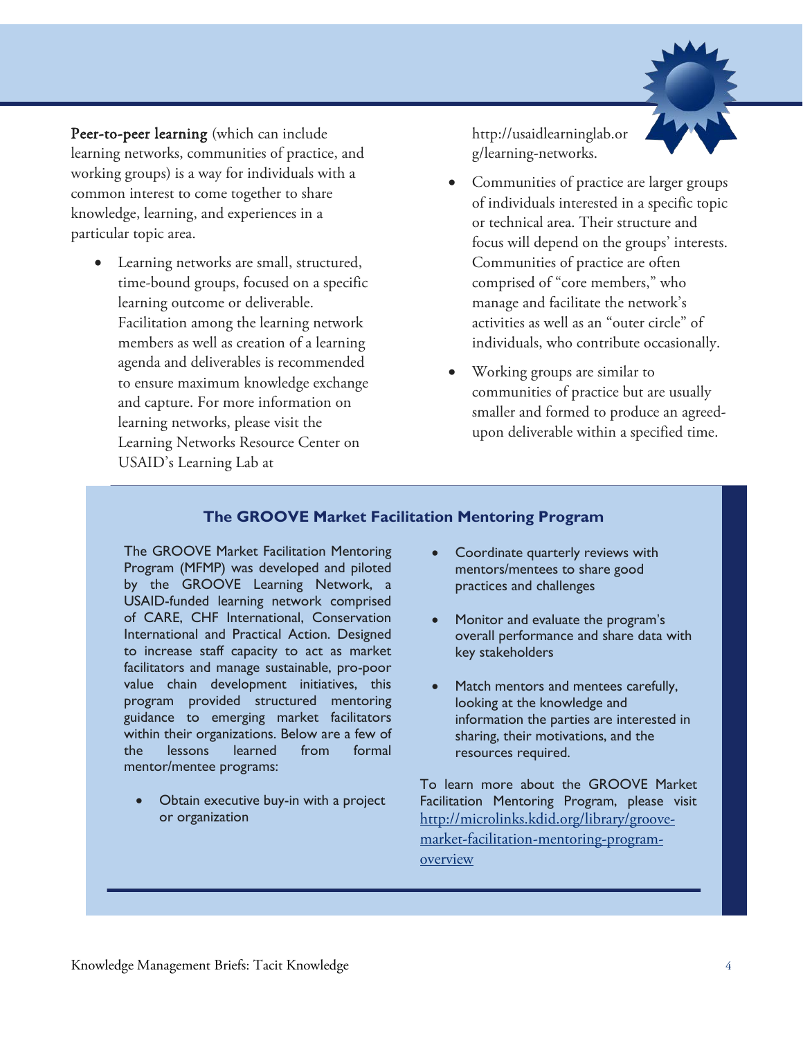**Peer-to-peer learning** (which can include learning networks, communities of practice, and working groups) is a way for individuals with a common interest to come together to share knowledge, learning, and experiences in a particular topic area.

- Learning networks are small, structured, time-bound groups, focused on a specific learning outcome or deliverable. Facilitation among the learning network members as well as creation of a learning agenda and deliverables is recommended to ensure maximum knowledge exchange and capture. For more information on learning networks, please visit the Learning Networks Resource Center on USAID's Learning Lab at http://usaidlearninglab.org/learning-networks.
- Communities of practice are larger groups of individuals interested in a specific topic or technical area. Their structure and focus will depend on the groups' interests. Communities of practice are often comprised of "core members," who manage and facilitate the network's activities as well as an "outer circle" of individuals, who contribute occasionally.
- Working groups are similar to communities of practice but are usually smaller and formed to produce an agreed-upon deliverable within a specified time.

## The GROOVE Market Facilitation Mentoring Program

The GROOVE Market Facilitation Mentoring Program (MFMP) was developed and piloted by the GROOVE Learning Network, a USAID-funded learning network comprised of CARE, CHF International, Conservation International and Practical Action. Designed to increase staff capacity to act as market facilitators and manage sustainable, pro-poor value chain development initiatives, this program provided structured mentoring guidance to emerging market facilitators within their organizations. Below are a few of the lessons learned from formal mentor/mentee programs:

- Obtain executive buy-in with a project or organization
- Coordinate quarterly reviews with mentors/mentees to share good practices and challenges
- Monitor and evaluate the program's overall performance and share data with key stakeholders
- Match mentors and mentees carefully, looking at the knowledge and information the parties are interested in sharing, their motivations, and the resources required.

To learn more about the GROOVE Market Facilitation Mentoring Program, please visit http://microlinks.kdid.org/library/groove-market-facilitation-mentoring-program-overview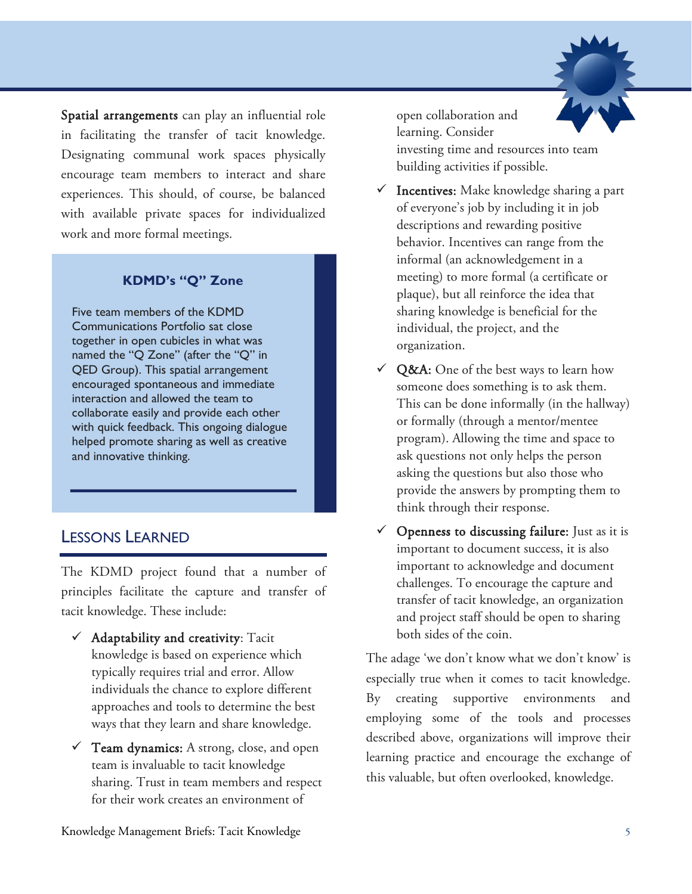**Spatial arrangements** can play an influential role in facilitating the transfer of tacit knowledge. Designating communal work spaces physically encourage team members to interact and share experiences. This should, of course, be balanced with available private spaces for individualized work and more formal meetings.

> **KDMD's "Q" Zone**
>
> Five team members of the KDMD Communications Portfolio sat close together in open cubicles in what was named the "Q Zone" (after the "Q" in QED Group). This spatial arrangement encouraged spontaneous and immediate interaction and allowed the team to collaborate easily and provide each other with quick feedback. This ongoing dialogue helped promote sharing as well as creative and innovative thinking.

## Lessons Learned

The KDMD project found that a number of principles facilitate the capture and transfer of tacit knowledge. These include:

- ✓ **Adaptability and creativity**: Tacit knowledge is based on experience which typically requires trial and error. Allow individuals the chance to explore different approaches and tools to determine the best ways that they learn and share knowledge.
- ✓ **Team dynamics:** A strong, close, and open team is invaluable to tacit knowledge sharing. Trust in team members and respect for their work creates an environment of open collaboration and learning. Consider investing time and resources into team building activities if possible.
- ✓ **Incentives:** Make knowledge sharing a part of everyone's job by including it in job descriptions and rewarding positive behavior. Incentives can range from the informal (an acknowledgement in a meeting) to more formal (a certificate or plaque), but all reinforce the idea that sharing knowledge is beneficial for the individual, the project, and the organization.
- ✓ **Q&A:** One of the best ways to learn how someone does something is to ask them. This can be done informally (in the hallway) or formally (through a mentor/mentee program). Allowing the time and space to ask questions not only helps the person asking the questions but also those who provide the answers by prompting them to think through their response.
- ✓ **Openness to discussing failure:** Just as it is important to document success, it is also important to acknowledge and document challenges. To encourage the capture and transfer of tacit knowledge, an organization and project staff should be open to sharing both sides of the coin.

The adage 'we don't know what we don't know' is especially true when it comes to tacit knowledge. By creating supportive environments and employing some of the tools and processes described above, organizations will improve their learning practice and encourage the exchange of this valuable, but often overlooked, knowledge.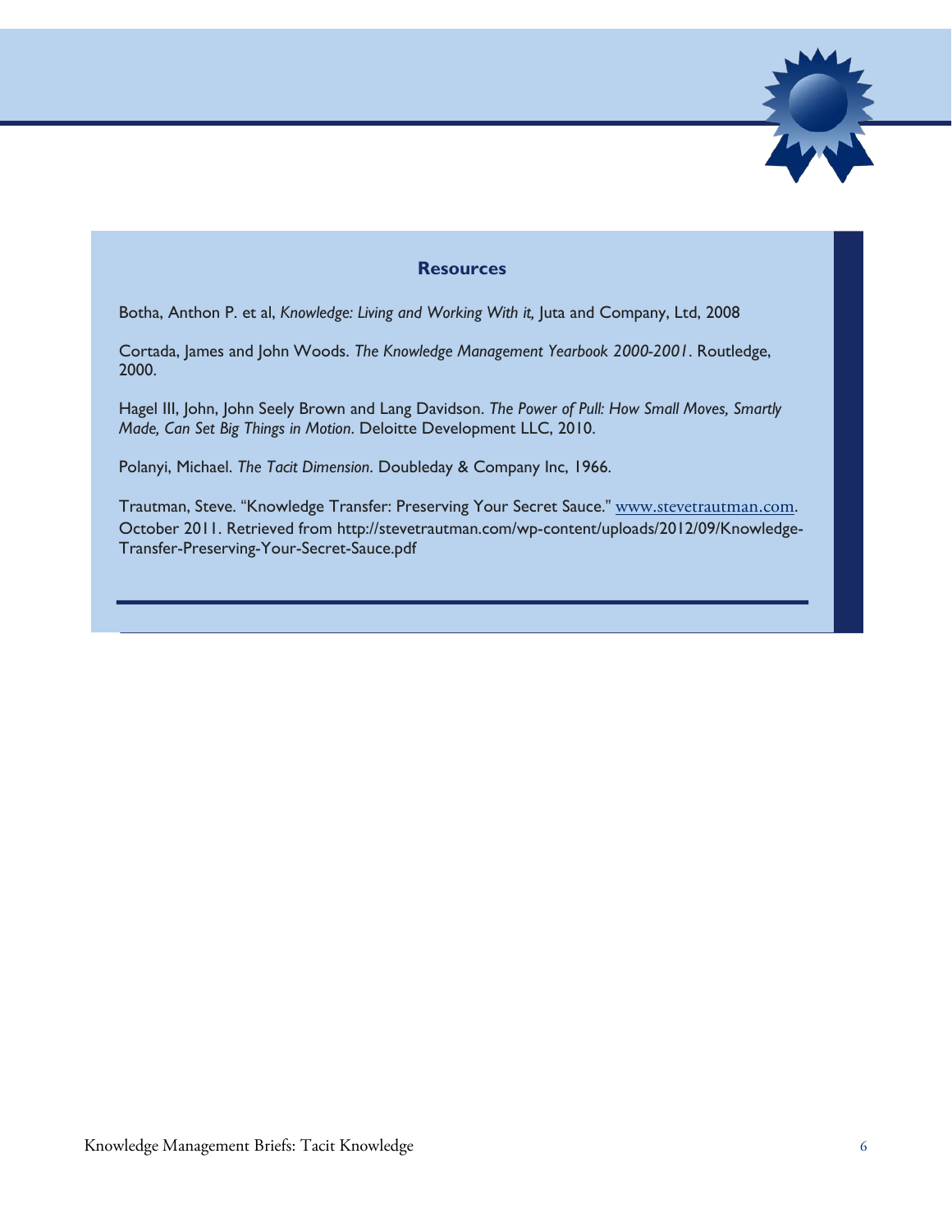## Resources

Botha, Anthon P. et al, *Knowledge: Living and Working With it,* Juta and Company, Ltd, 2008

Cortada, James and John Woods. *The Knowledge Management Yearbook 2000-2001*. Routledge, 2000.

Hagel III, John, John Seely Brown and Lang Davidson. *The Power of Pull: How Small Moves, Smartly Made, Can Set Big Things in Motion*. Deloitte Development LLC, 2010.

Polanyi, Michael. *The Tacit Dimension*. Doubleday & Company Inc, 1966.

Trautman, Steve. "Knowledge Transfer: Preserving Your Secret Sauce." www.stevetrautman.com. October 2011. Retrieved from http://stevetrautman.com/wp-content/uploads/2012/09/Knowledge-Transfer-Preserving-Your-Secret-Sauce.pdf